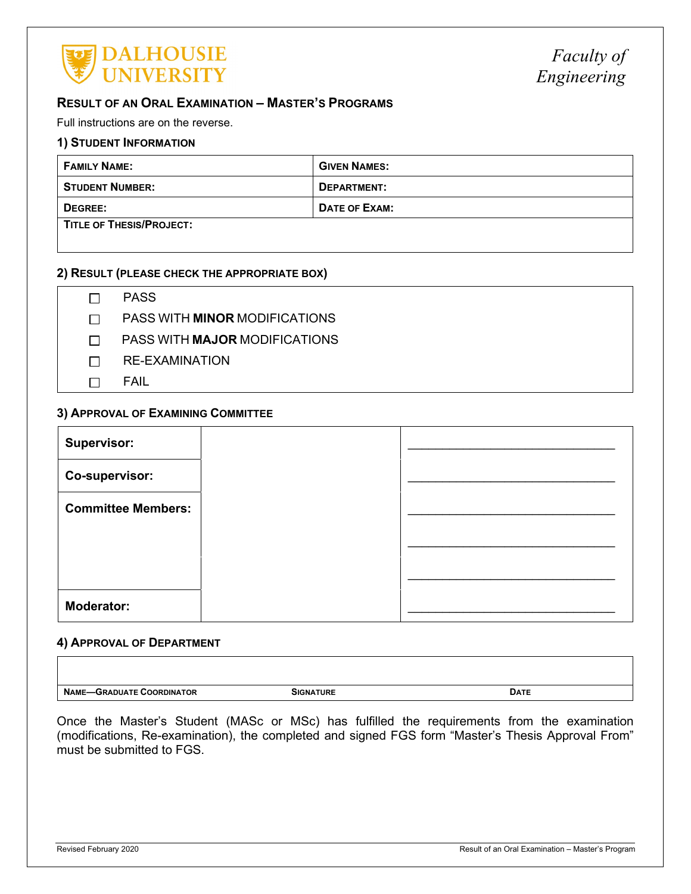**DALHOUSIE UNIVERSITY**

*Faculty of Engineering*

## Result of an Oral Examination – Master's Programs

Full instructions are on the reverse.

### 1) Student Information

| Family Name: | Given Names: |
|---|---|
| Student Number: | Department: |
| Degree: | Date of Exam: |
| Title of Thesis/Project: | |

### 2) Result (please check the appropriate box)

- ☐ PASS
- ☐ PASS WITH **MINOR** MODIFICATIONS
- ☐ PASS WITH **MAJOR** MODIFICATIONS
- ☐ RE-EXAMINATION
- ☐ FAIL

### 3) Approval of Examining Committee

| | | |
|---|---|---|
| **Supervisor:** | | ______________________________ |
| **Co-supervisor:** | | ______________________________ |
| **Committee Members:** | | ______________________________ |
| | | ______________________________ |
| | | ______________________________ |
| **Moderator:** | | ______________________________ |

### 4) Approval of Department

| | | |
|---|---|---|
| | | |
| Name—Graduate Coordinator | Signature | Date |

Once the Master's Student (MASc or MSc) has fulfilled the requirements from the examination (modifications, Re-examination), the completed and signed FGS form "Master's Thesis Approval From" must be submitted to FGS.

Revised February 2020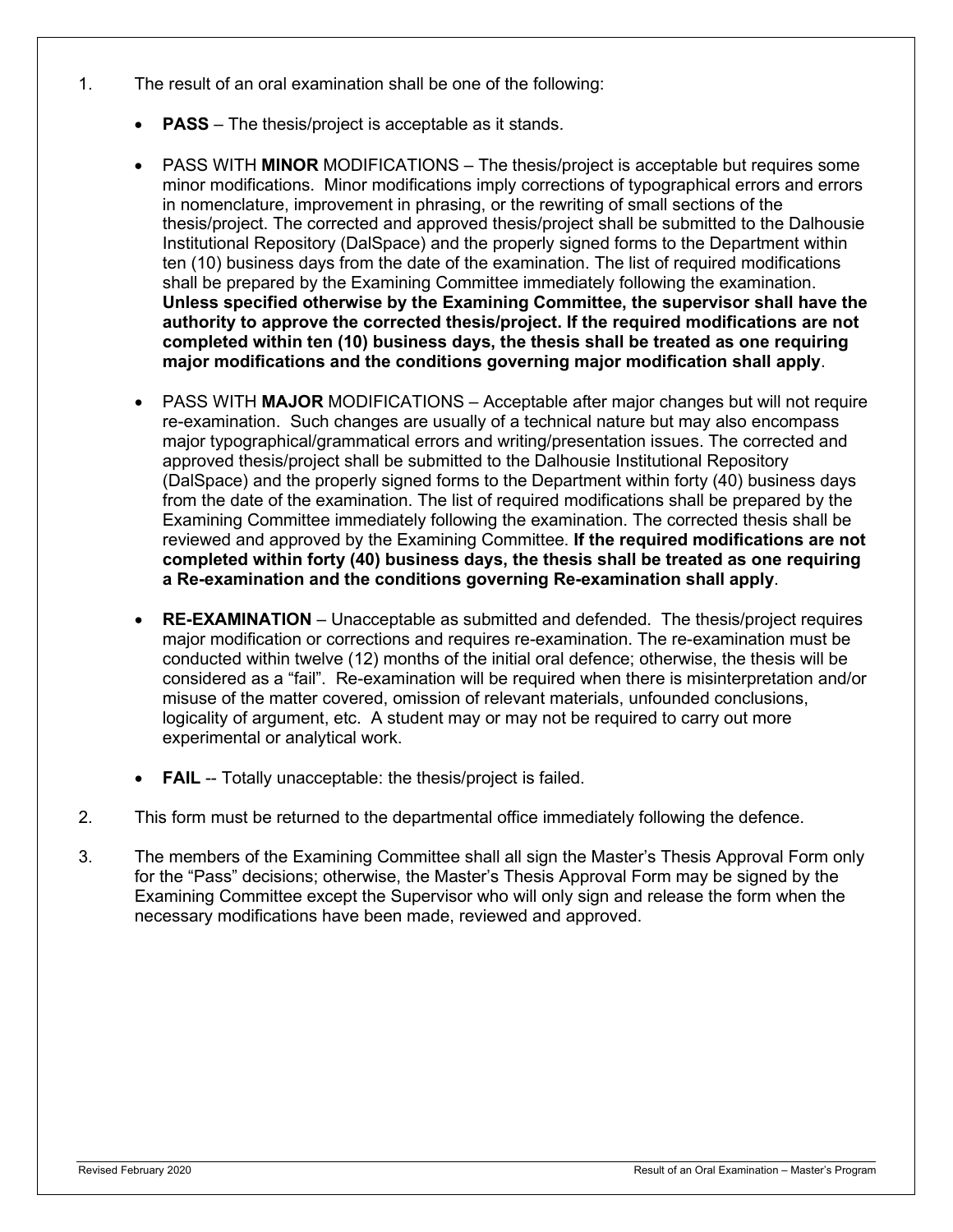1. The result of an oral examination shall be one of the following:

   - **PASS** – The thesis/project is acceptable as it stands.

   - PASS WITH **MINOR** MODIFICATIONS – The thesis/project is acceptable but requires some minor modifications. Minor modifications imply corrections of typographical errors and errors in nomenclature, improvement in phrasing, or the rewriting of small sections of the thesis/project. The corrected and approved thesis/project shall be submitted to the Dalhousie Institutional Repository (DalSpace) and the properly signed forms to the Department within ten (10) business days from the date of the examination. The list of required modifications shall be prepared by the Examining Committee immediately following the examination. **Unless specified otherwise by the Examining Committee, the supervisor shall have the authority to approve the corrected thesis/project. If the required modifications are not completed within ten (10) business days, the thesis shall be treated as one requiring major modifications and the conditions governing major modification shall apply**.

   - PASS WITH **MAJOR** MODIFICATIONS – Acceptable after major changes but will not require re-examination. Such changes are usually of a technical nature but may also encompass major typographical/grammatical errors and writing/presentation issues. The corrected and approved thesis/project shall be submitted to the Dalhousie Institutional Repository (DalSpace) and the properly signed forms to the Department within forty (40) business days from the date of the examination. The list of required modifications shall be prepared by the Examining Committee immediately following the examination. The corrected thesis shall be reviewed and approved by the Examining Committee. **If the required modifications are not completed within forty (40) business days, the thesis shall be treated as one requiring a Re-examination and the conditions governing Re-examination shall apply**.

   - **RE-EXAMINATION** – Unacceptable as submitted and defended. The thesis/project requires major modification or corrections and requires re-examination. The re-examination must be conducted within twelve (12) months of the initial oral defence; otherwise, the thesis will be considered as a "fail". Re-examination will be required when there is misinterpretation and/or misuse of the matter covered, omission of relevant materials, unfounded conclusions, logicality of argument, etc. A student may or may not be required to carry out more experimental or analytical work.

   - **FAIL** -- Totally unacceptable: the thesis/project is failed.

2. This form must be returned to the departmental office immediately following the defence.

3. The members of the Examining Committee shall all sign the Master's Thesis Approval Form only for the "Pass" decisions; otherwise, the Master's Thesis Approval Form may be signed by the Examining Committee except the Supervisor who will only sign and release the form when the necessary modifications have been made, reviewed and approved.